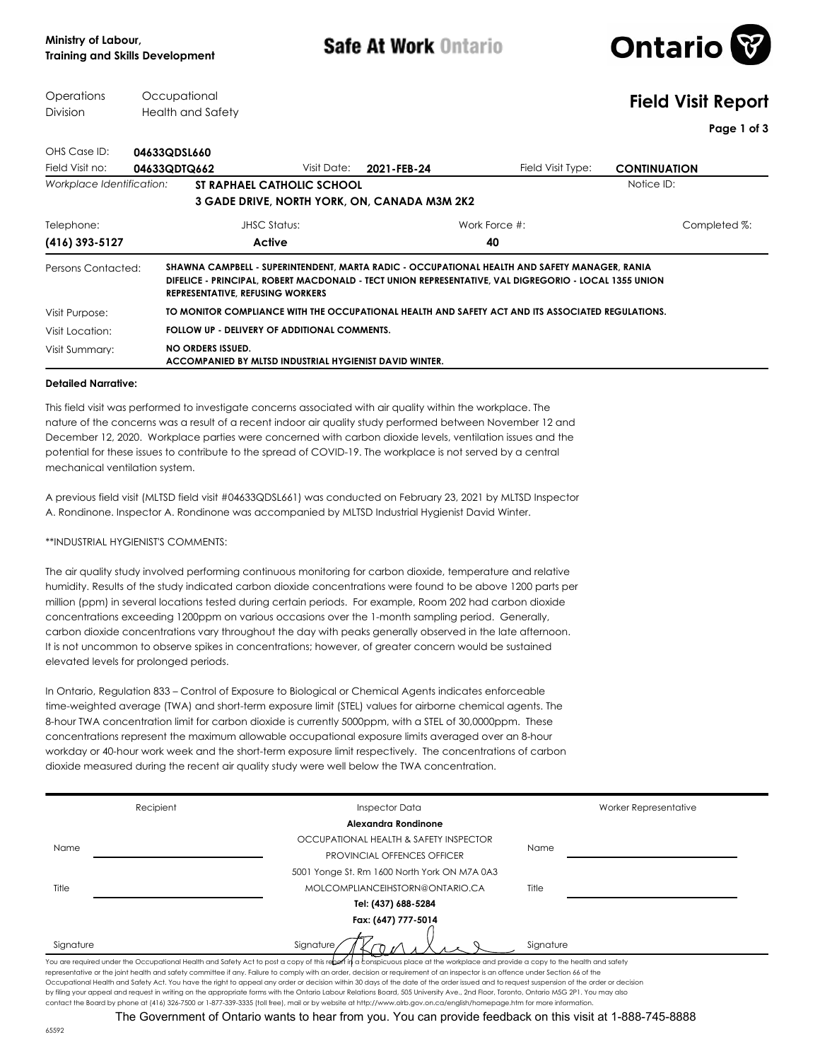Ministry of Labour,
Training and Skills Development

**Safe At Work Ontario**

**Ontario**

Operations Division | Occupational Health and Safety

# Field Visit Report

| | | | | | |
|---|---|---|---|---|---|
| OHS Case ID: | **04633QDSL660** | | | | |
| Field Visit no: | **04633QDTQ662** | Visit Date: | **2021-FEB-24** | Field Visit Type: | **CONTINUATION** |
| *Workplace Identification:* | **ST RAPHAEL CATHOLIC SCHOOL** **3 GADE DRIVE, NORTH YORK, ON, CANADA M3M 2K2** | | | Notice ID: | |

| Telephone: | JHSC Status: | Work Force #: | Completed %: |
|---|---|---|---|
| **(416) 393-5127** | **Active** | **40** | |

| | |
|---|---|
| Persons Contacted: | **SHAWNA CAMPBELL - SUPERINTENDENT, MARTA RADIC - OCCUPATIONAL HEALTH AND SAFETY MANAGER, RANIA DIFELICE - PRINCIPAL, ROBERT MACDONALD - TECT UNION REPRESENTATIVE, VAL DIGREGORIO - LOCAL 1355 UNION REPRESENTATIVE, REFUSING WORKERS** |
| Visit Purpose: | **TO MONITOR COMPLIANCE WITH THE OCCUPATIONAL HEALTH AND SAFETY ACT AND ITS ASSOCIATED REGULATIONS.** |
| Visit Location: | **FOLLOW UP - DELIVERY OF ADDITIONAL COMMENTS.** |
| Visit Summary: | **NO ORDERS ISSUED.** **ACCOMPANIED BY MLTSD INDUSTRIAL HYGIENIST DAVID WINTER.** |

**Detailed Narrative:**

This field visit was performed to investigate concerns associated with air quality within the workplace. The nature of the concerns was a result of a recent indoor air quality study performed between November 12 and December 12, 2020. Workplace parties were concerned with carbon dioxide levels, ventilation issues and the potential for these issues to contribute to the spread of COVID-19. The workplace is not served by a central mechanical ventilation system.

A previous field visit (MLTSD field visit #04633QDSL661) was conducted on February 23, 2021 by MLTSD Inspector A. Rondinone. Inspector A. Rondinone was accompanied by MLTSD Industrial Hygienist David Winter.

**INDUSTRIAL HYGIENIST'S COMMENTS:

The air quality study involved performing continuous monitoring for carbon dioxide, temperature and relative humidity. Results of the study indicated carbon dioxide concentrations were found to be above 1200 parts per million (ppm) in several locations tested during certain periods. For example, Room 202 had carbon dioxide concentrations exceeding 1200ppm on various occasions over the 1-month sampling period. Generally, carbon dioxide concentrations vary throughout the day with peaks generally observed in the late afternoon. It is not uncommon to observe spikes in concentrations; however, of greater concern would be sustained elevated levels for prolonged periods.

In Ontario, Regulation 833 – Control of Exposure to Biological or Chemical Agents indicates enforceable time-weighted average (TWA) and short-term exposure limit (STEL) values for airborne chemical agents. The 8-hour TWA concentration limit for carbon dioxide is currently 5000ppm, with a STEL of 30,0000ppm. These concentrations represent the maximum allowable occupational exposure limits averaged over an 8-hour workday or 40-hour work week and the short-term exposure limit respectively. The concentrations of carbon dioxide measured during the recent air quality study were well below the TWA concentration.

| Recipient | Inspector Data | Worker Representative |
|---|---|---|
| Name | **Alexandra Rondinone** OCCUPATIONAL HEALTH & SAFETY INSPECTOR PROVINCIAL OFFENCES OFFICER | Name |
| Title | 5001 Yonge St. Rm 1600 North York ON M7A 0A3 MOLCOMPLIANCEIHSTORN@ONTARIO.CA **Tel: (437) 688-5284** **Fax: (647) 777-5014** | Title |
| Signature | Signature | Signature |

You are required under the Occupational Health and Safety Act to post a copy of this report in a conspicuous place at the workplace and provide a copy to the health and safety representative or the joint health and safety committee if any. Failure to comply with an order, decision or requirement of an inspector is an offence under Section 66 of the Occupational Health and Safety Act. You have the right to appeal any order or decision within 30 days of the date of the order issued and to request suspension of the order or decision by filing your appeal and request in writing on the appropriate forms with the Ontario Labour Relations Board, 505 University Ave., 2nd Floor, Toronto, Ontario M5G 2P1. You may also contact the Board by phone at (416) 326-7500 or 1-877-339-3335 (toll free), mail or by website at http://www.olrb.gov.on.ca/english/homepage.htm for more information.

The Government of Ontario wants to hear from you. You can provide feedback on this visit at 1-888-745-8888

65592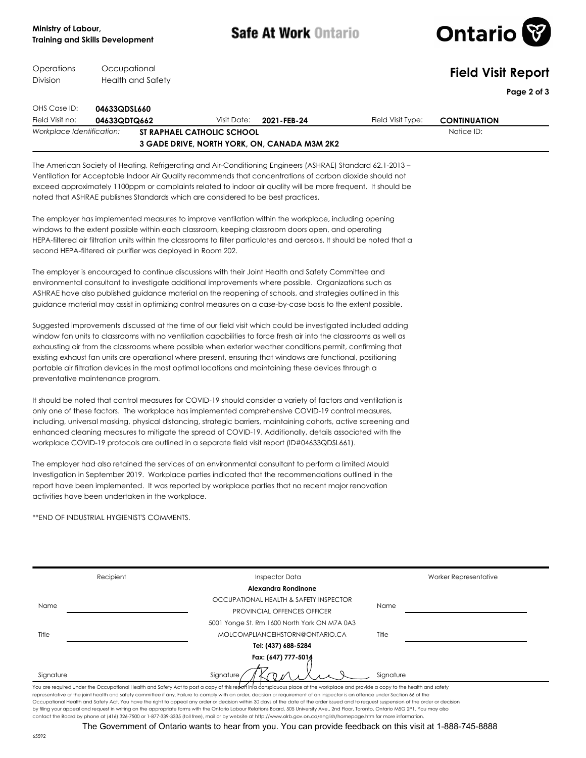Ministry of Labour,
Training and Skills Development

**Safe At Work Ontario**

Operations Division — Occupational Health and Safety

# Field Visit Report

| | | | | | |
|---|---|---|---|---|---|
| OHS Case ID: | **04633QDSL660** | | | | |
| Field Visit no: | **04633QDTQ662** | Visit Date: | **2021-FEB-24** | Field Visit Type: | **CONTINUATION** |
| *Workplace Identification:* | **ST RAPHAEL CATHOLIC SCHOOL** **3 GADE DRIVE, NORTH YORK, ON, CANADA M3M 2K2** | | | Notice ID: | |

The American Society of Heating, Refrigerating and Air-Conditioning Engineers (ASHRAE) Standard 62.1-2013 – Ventilation for Acceptable Indoor Air Quality recommends that concentrations of carbon dioxide should not exceed approximately 1100ppm or complaints related to indoor air quality will be more frequent. It should be noted that ASHRAE publishes Standards which are considered to be best practices.

The employer has implemented measures to improve ventilation within the workplace, including opening windows to the extent possible within each classroom, keeping classroom doors open, and operating HEPA-filtered air filtration units within the classrooms to filter particulates and aerosols. It should be noted that a second HEPA-filtered air purifier was deployed in Room 202.

The employer is encouraged to continue discussions with their Joint Health and Safety Committee and environmental consultant to investigate additional improvements where possible. Organizations such as ASHRAE have also published guidance material on the reopening of schools, and strategies outlined in this guidance material may assist in optimizing control measures on a case-by-case basis to the extent possible.

Suggested improvements discussed at the time of our field visit which could be investigated included adding window fan units to classrooms with no ventilation capabilities to force fresh air into the classrooms as well as exhausting air from the classrooms where possible when exterior weather conditions permit, confirming that existing exhaust fan units are operational where present, ensuring that windows are functional, positioning portable air filtration devices in the most optimal locations and maintaining these devices through a preventative maintenance program.

It should be noted that control measures for COVID-19 should consider a variety of factors and ventilation is only one of these factors. The workplace has implemented comprehensive COVID-19 control measures, including, universal masking, physical distancing, strategic barriers, maintaining cohorts, active screening and enhanced cleaning measures to mitigate the spread of COVID-19. Additionally, details associated with the workplace COVID-19 protocols are outlined in a separate field visit report (ID#04633QDSL661).

The employer had also retained the services of an environmental consultant to perform a limited Mould Investigation in September 2019. Workplace parties indicated that the recommendations outlined in the report have been implemented. It was reported by workplace parties that no recent major renovation activities have been undertaken in the workplace.

**END OF INDUSTRIAL HYGIENIST'S COMMENTS.

| Recipient | Inspector Data | Worker Representative |
|---|---|---|
| Name | **Alexandra Rondinone** OCCUPATIONAL HEALTH & SAFETY INSPECTOR PROVINCIAL OFFENCES OFFICER | Name |
| Title | 5001 Yonge St. Rm 1600 North York ON M7A 0A3 MOLCOMPLIANCEIHSTORN@ONTARIO.CA **Tel: (437) 688-5284** **Fax: (647) 777-5014** | Title |
| Signature | Signature | Signature |

You are required under the Occupational Health and Safety Act to post a copy of this report in a conspicuous place at the workplace and provide a copy to the health and safety representative or the joint health and safety committee if any. Failure to comply with an order, decision or requirement of an inspector is an offence under Section 66 of the Occupational Health and Safety Act. You have the right to appeal any order or decision within 30 days of the date of the order issued and to request suspension of the order or decision by filing your appeal and request in writing on the appropriate forms with the Ontario Labour Relations Board, 505 University Ave., 2nd Floor, Toronto, Ontario M5G 2P1. You may also contact the Board by phone at (416) 326-7500 or 1-877-339-3335 (toll free), mail or by website at http://www.olrb.gov.on.ca/english/homepage.htm for more information.

The Government of Ontario wants to hear from you. You can provide feedback on this visit at 1-888-745-8888

65592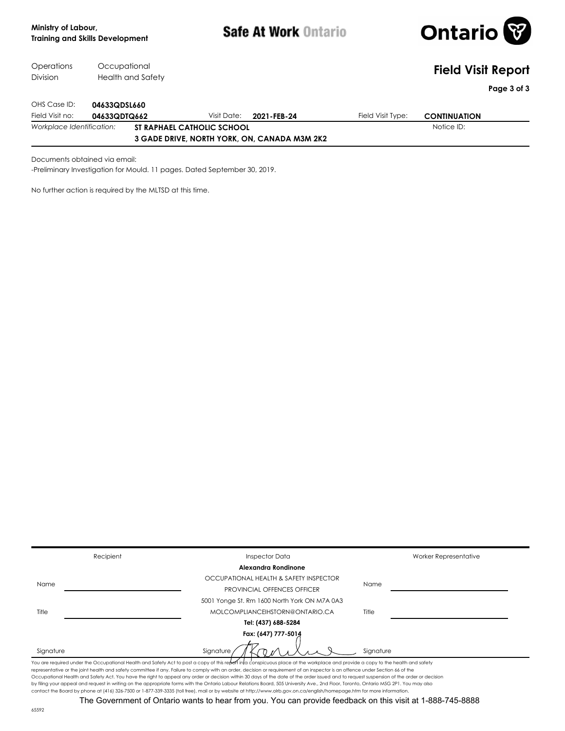Ministry of Labour, Training and Skills Development

Safe At Work Ontario

Ontario

Operations Division — Occupational Health and Safety

# Field Visit Report

| | | | | | |
|---|---|---|---|---|---|
| OHS Case ID: | **04633QDSL660** | | | | |
| Field Visit no: | **04633QDTQ662** | Visit Date: | **2021-FEB-24** | Field Visit Type: | **CONTINUATION** |
| *Workplace Identification:* | **ST RAPHAEL CATHOLIC SCHOOL** | | | Notice ID: | |
| | **3 GADE DRIVE, NORTH YORK, ON, CANADA M3M 2K2** | | | | |

Documents obtained via email:
-Preliminary Investigation for Mould. 11 pages. Dated September 30, 2019.

No further action is required by the MLTSD at this time.

| Recipient | Inspector Data | Worker Representative |
|---|---|---|
| | **Alexandra Rondinone** | |
| Name | OCCUPATIONAL HEALTH & SAFETY INSPECTOR | Name |
| | PROVINCIAL OFFENCES OFFICER | |
| | 5001 Yonge St. Rm 1600 North York ON M7A 0A3 | |
| Title | MOLCOMPLIANCEIHSTORN@ONTARIO.CA | Title |
| | **Tel: (437) 688-5284** | |
| | **Fax: (647) 777-5014** | |
| Signature | Signature | Signature |

You are required under the Occupational Health and Safety Act to post a copy of this report in a conspicuous place at the workplace and provide a copy to the health and safety representative or the joint health and safety committee if any. Failure to comply with an order, decision or requirement of an inspector is an offence under Section 66 of the Occupational Health and Safety Act. You have the right to appeal any order or decision within 30 days of the date of the order issued and to request suspension of the order or decision by filing your appeal and request in writing on the appropriate forms with the Ontario Labour Relations Board, 505 University Ave., 2nd Floor, Toronto, Ontario M5G 2P1. You may also contact the Board by phone at (416) 326-7500 or 1-877-339-3335 (toll free), mail or by website at http://www.olrb.gov.on.ca/english/homepage.htm for more information.

The Government of Ontario wants to hear from you. You can provide feedback on this visit at 1-888-745-8888

65592